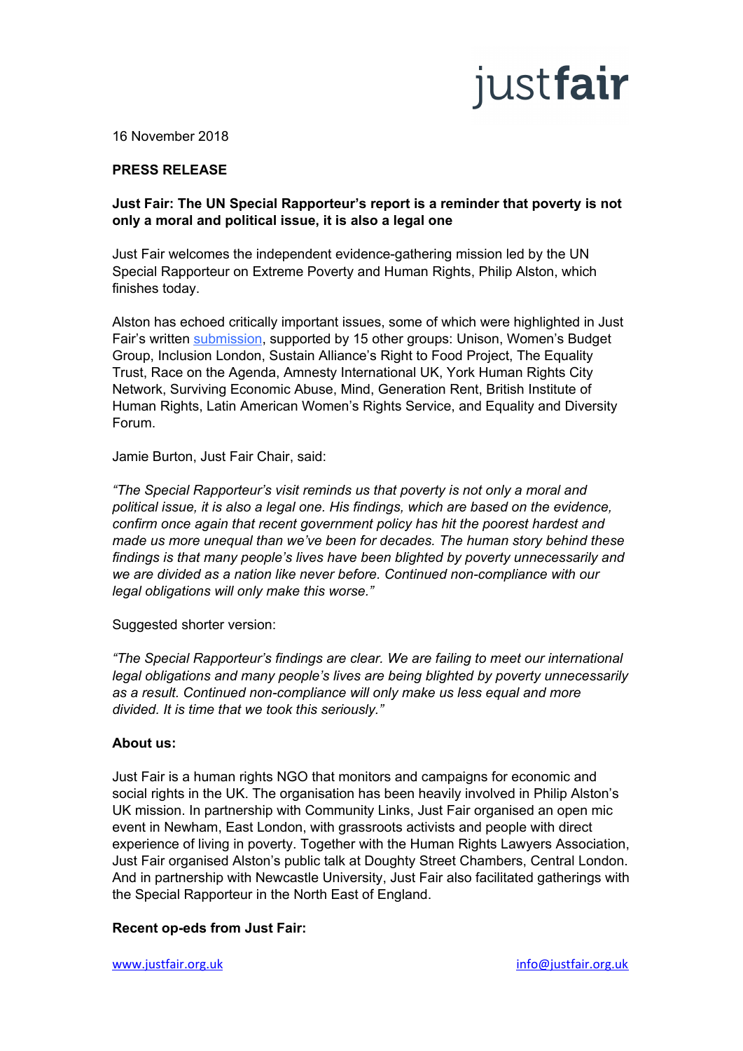justfair

16 November 2018

**PRESS RELEASE**

**Just Fair: The UN Special Rapporteur's report is a reminder that poverty is not only a moral and political issue, it is also a legal one**

Just Fair welcomes the independent evidence-gathering mission led by the UN Special Rapporteur on Extreme Poverty and Human Rights, Philip Alston, which finishes today.

Alston has echoed critically important issues, some of which were highlighted in Just Fair's written submission, supported by 15 other groups: Unison, Women's Budget Group, Inclusion London, Sustain Alliance's Right to Food Project, The Equality Trust, Race on the Agenda, Amnesty International UK, York Human Rights City Network, Surviving Economic Abuse, Mind, Generation Rent, British Institute of Human Rights, Latin American Women's Rights Service, and Equality and Diversity Forum.

Jamie Burton, Just Fair Chair, said:

*"The Special Rapporteur's visit reminds us that poverty is not only a moral and political issue, it is also a legal one. His findings, which are based on the evidence, confirm once again that recent government policy has hit the poorest hardest and made us more unequal than we've been for decades. The human story behind these findings is that many people's lives have been blighted by poverty unnecessarily and we are divided as a nation like never before. Continued non-compliance with our legal obligations will only make this worse."*

Suggested shorter version:

*"The Special Rapporteur's findings are clear. We are failing to meet our international legal obligations and many people's lives are being blighted by poverty unnecessarily as a result. Continued non-compliance will only make us less equal and more divided. It is time that we took this seriously."*

**About us:**

Just Fair is a human rights NGO that monitors and campaigns for economic and social rights in the UK. The organisation has been heavily involved in Philip Alston's UK mission. In partnership with Community Links, Just Fair organised an open mic event in Newham, East London, with grassroots activists and people with direct experience of living in poverty. Together with the Human Rights Lawyers Association, Just Fair organised Alston's public talk at Doughty Street Chambers, Central London. And in partnership with Newcastle University, Just Fair also facilitated gatherings with the Special Rapporteur in the North East of England.

**Recent op-eds from Just Fair:**

www.justfair.org.uk info@justfair.org.uk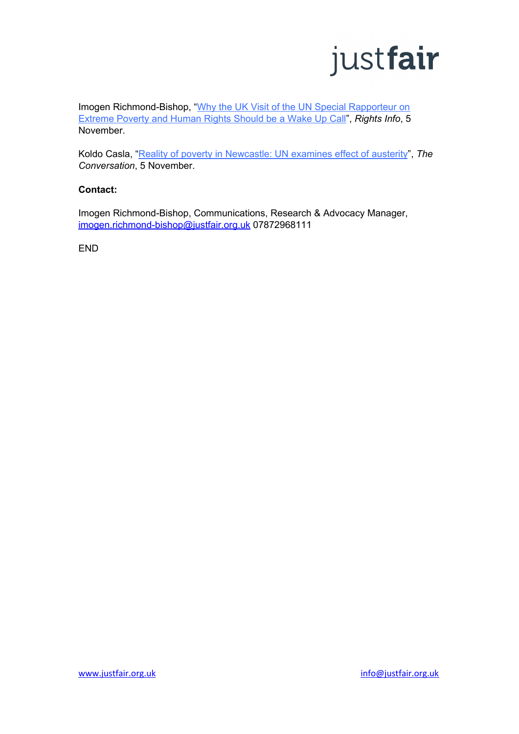Imogen Richmond-Bishop, "Why the UK Visit of the UN Special Rapporteur on Extreme Poverty and Human Rights Should be a Wake Up Call", *Rights Info*, 5 November.

Koldo Casla, "Reality of poverty in Newcastle: UN examines effect of austerity", *The Conversation*, 5 November.

**Contact:**

Imogen Richmond-Bishop, Communications, Research & Advocacy Manager, imogen.richmond-bishop@justfair.org.uk 07872968111

END